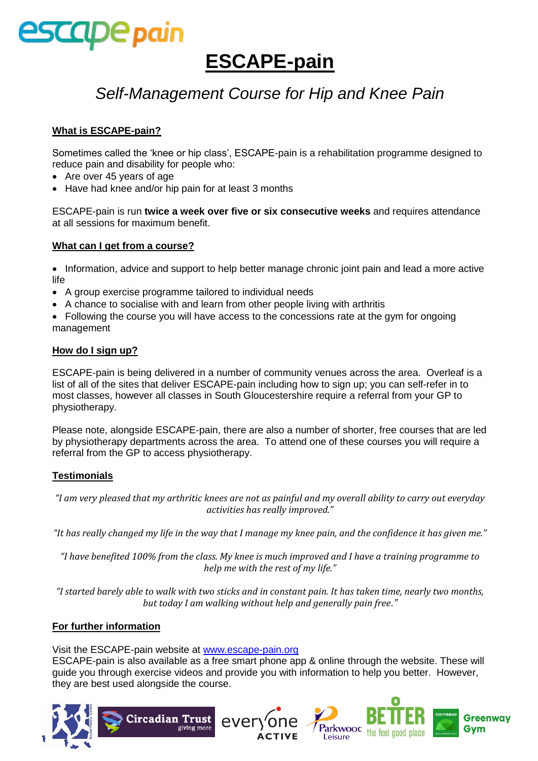# ESCAPE-pain

## *Self-Management Course for Hip and Knee Pain*

### What is ESCAPE-pain?

Sometimes called the 'knee or hip class', ESCAPE-pain is a rehabilitation programme designed to reduce pain and disability for people who:

- Are over 45 years of age
- Have had knee and/or hip pain for at least 3 months

ESCAPE-pain is run **twice a week over five or six consecutive weeks** and requires attendance at all sessions for maximum benefit.

### What can I get from a course?

- Information, advice and support to help better manage chronic joint pain and lead a more active life
- A group exercise programme tailored to individual needs
- A chance to socialise with and learn from other people living with arthritis
- Following the course you will have access to the concessions rate at the gym for ongoing management

### How do I sign up?

ESCAPE-pain is being delivered in a number of community venues across the area. Overleaf is a list of all of the sites that deliver ESCAPE-pain including how to sign up; you can self-refer in to most classes, however all classes in South Gloucestershire require a referral from your GP to physiotherapy.

Please note, alongside ESCAPE-pain, there are also a number of shorter, free courses that are led by physiotherapy departments across the area. To attend one of these courses you will require a referral from the GP to access physiotherapy.

### Testimonials

*"I am very pleased that my arthritic knees are not as painful and my overall ability to carry out everyday activities has really improved."*

*"It has really changed my life in the way that I manage my knee pain, and the confidence it has given me."*

*"I have benefited 100% from the class. My knee is much improved and I have a training programme to help me with the rest of my life."*

*"I started barely able to walk with two sticks and in constant pain. It has taken time, nearly two months, but today I am walking without help and generally pain free."*

### For further information

Visit the ESCAPE-pain website at www.escape-pain.org
ESCAPE-pain is also available as a free smart phone app & online through the website. These will guide you through exercise videos and provide you with information to help you better. However, they are best used alongside the course.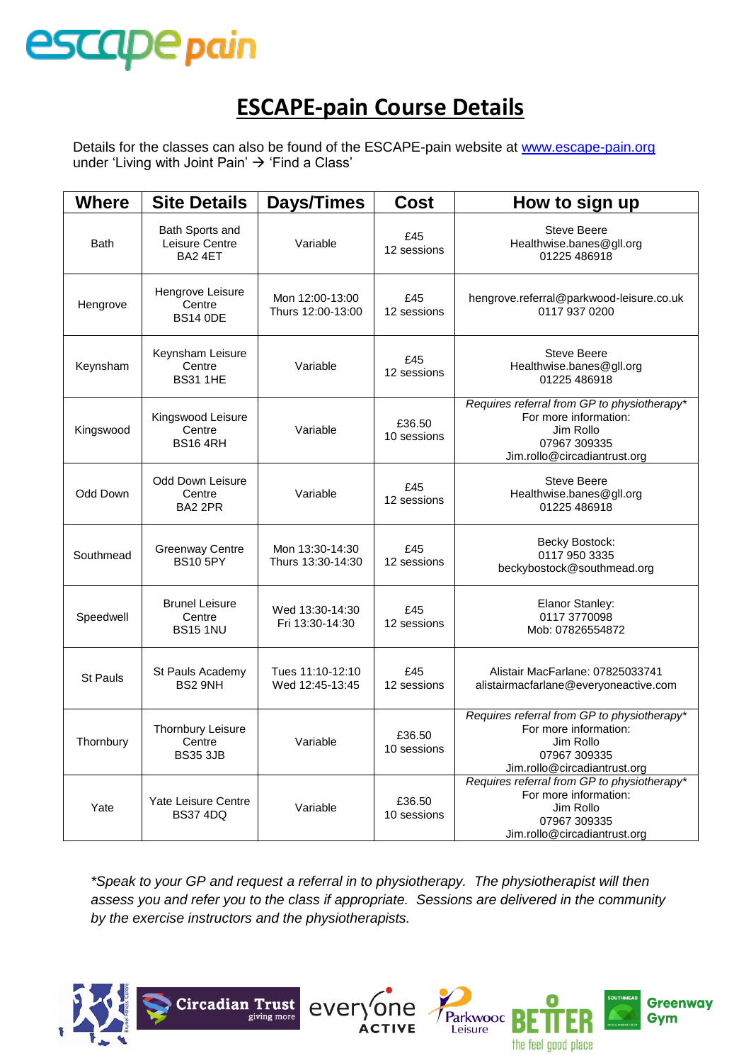# ESCAPE-pain Course Details

Details for the classes can also be found of the ESCAPE-pain website at www.escape-pain.org under 'Living with Joint Pain' → 'Find a Class'

| Where | Site Details | Days/Times | Cost | How to sign up |
|---|---|---|---|---|
| Bath | Bath Sports and Leisure Centre BA2 4ET | Variable | £45 12 sessions | Steve Beere Healthwise.banes@gll.org 01225 486918 |
| Hengrove | Hengrove Leisure Centre BS14 0DE | Mon 12:00-13:00 Thurs 12:00-13:00 | £45 12 sessions | hengrove.referral@parkwood-leisure.co.uk 0117 937 0200 |
| Keynsham | Keynsham Leisure Centre BS31 1HE | Variable | £45 12 sessions | Steve Beere Healthwise.banes@gll.org 01225 486918 |
| Kingswood | Kingswood Leisure Centre BS16 4RH | Variable | £36.50 10 sessions | *Requires referral from GP to physiotherapy** For more information: Jim Rollo 07967 309335 Jim.rollo@circadiantrust.org |
| Odd Down | Odd Down Leisure Centre BA2 2PR | Variable | £45 12 sessions | Steve Beere Healthwise.banes@gll.org 01225 486918 |
| Southmead | Greenway Centre BS10 5PY | Mon 13:30-14:30 Thurs 13:30-14:30 | £45 12 sessions | Becky Bostock: 0117 950 3335 beckybostock@southmead.org |
| Speedwell | Brunel Leisure Centre BS15 1NU | Wed 13:30-14:30 Fri 13:30-14:30 | £45 12 sessions | Elanor Stanley: 0117 3770098 Mob: 07826554872 |
| St Pauls | St Pauls Academy BS2 9NH | Tues 11:10-12:10 Wed 12:45-13:45 | £45 12 sessions | Alistair MacFarlane: 07825033741 alistairmacfarlane@everyoneactive.com |
| Thornbury | Thornbury Leisure Centre BS35 3JB | Variable | £36.50 10 sessions | *Requires referral from GP to physiotherapy** For more information: Jim Rollo 07967 309335 Jim.rollo@circadiantrust.org |
| Yate | Yate Leisure Centre BS37 4DQ | Variable | £36.50 10 sessions | *Requires referral from GP to physiotherapy** For more information: Jim Rollo 07967 309335 Jim.rollo@circadiantrust.org |

*\*Speak to your GP and request a referral in to physiotherapy. The physiotherapist will then assess you and refer you to the class if appropriate. Sessions are delivered in the community by the exercise instructors and the physiotherapists.*